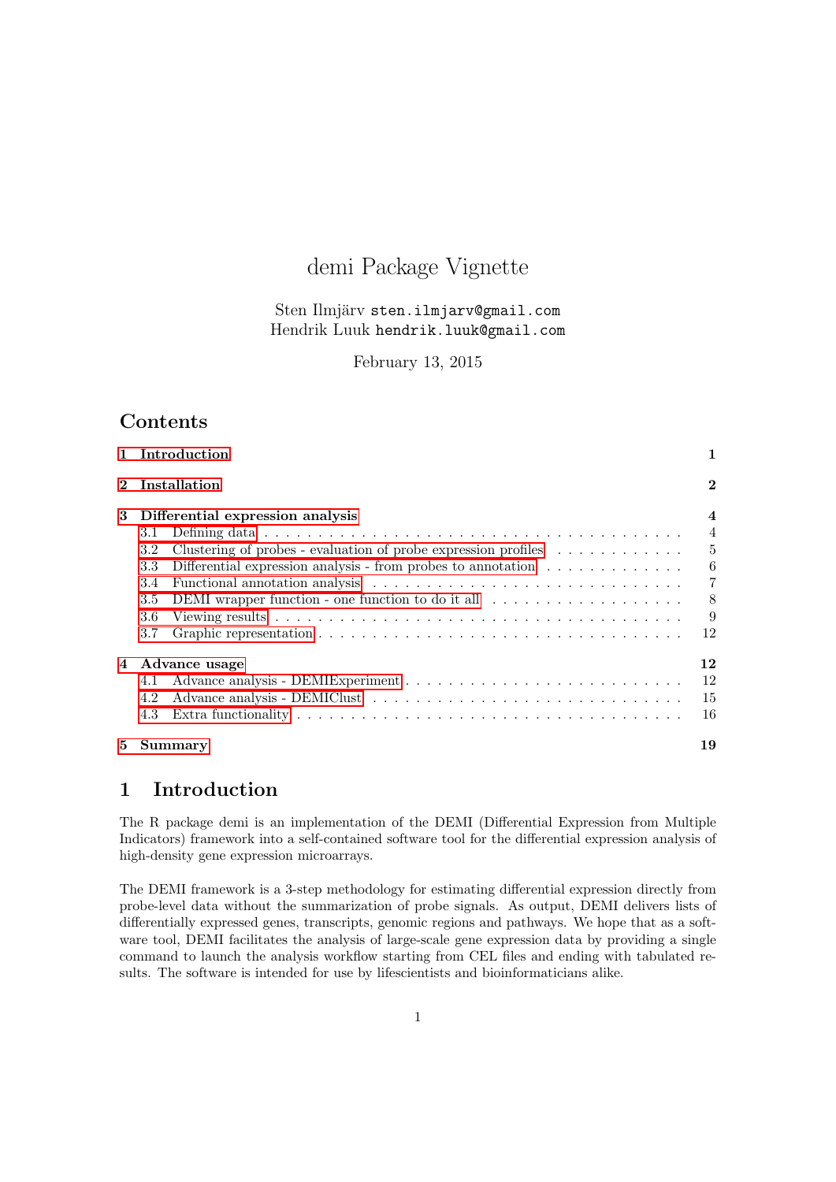# demi Package Vignette

Sten Ilmjärv sten.ilmjarv@gmail.com
Hendrik Luuk hendrik.luuk@gmail.com

February 13, 2015

## Contents

- 1 Introduction — 1
- 2 Installation — 2
- 3 Differential expression analysis — 4
  - 3.1 Defining data — 4
  - 3.2 Clustering of probes - evaluation of probe expression profiles — 5
  - 3.3 Differential expression analysis - from probes to annotation — 6
  - 3.4 Functional annotation analysis — 7
  - 3.5 DEMI wrapper function - one function to do it all — 8
  - 3.6 Viewing results — 9
  - 3.7 Graphic representation — 12
- 4 Advance usage — 12
  - 4.1 Advance analysis - DEMIExperiment — 12
  - 4.2 Advance analysis - DEMIClust — 15
  - 4.3 Extra functionality — 16
- 5 Summary — 19

## 1 Introduction

The R package demi is an implementation of the DEMI (Differential Expression from Multiple Indicators) framework into a self-contained software tool for the differential expression analysis of high-density gene expression microarrays.

The DEMI framework is a 3-step methodology for estimating differential expression directly from probe-level data without the summarization of probe signals. As output, DEMI delivers lists of differentially expressed genes, transcripts, genomic regions and pathways. We hope that as a software tool, DEMI facilitates the analysis of large-scale gene expression data by providing a single command to launch the analysis workflow starting from CEL files and ending with tabulated results. The software is intended for use by lifescientists and bioinformaticians alike.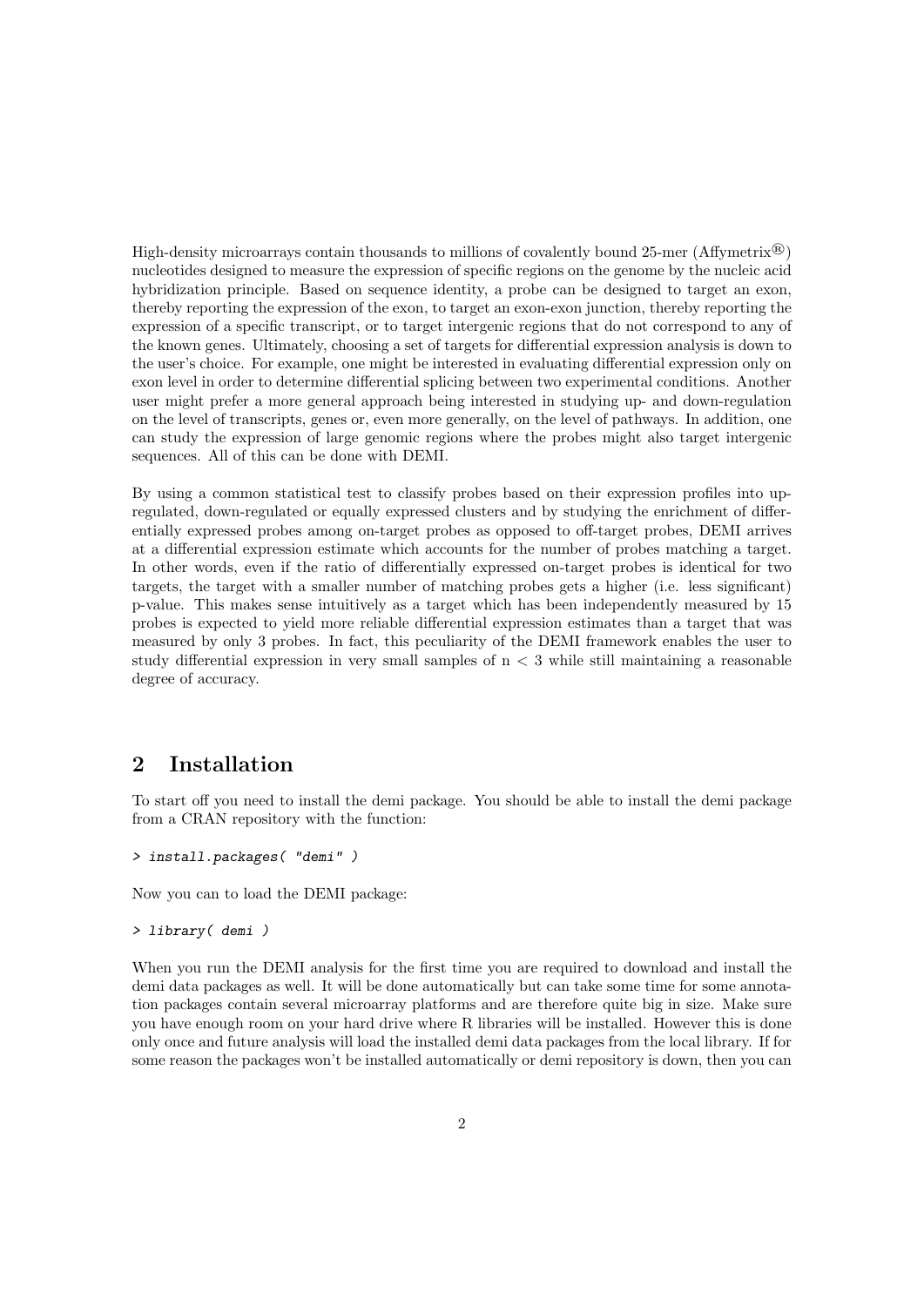High-density microarrays contain thousands to millions of covalently bound 25-mer (Affymetrix®) nucleotides designed to measure the expression of specific regions on the genome by the nucleic acid hybridization principle. Based on sequence identity, a probe can be designed to target an exon, thereby reporting the expression of the exon, to target an exon-exon junction, thereby reporting the expression of a specific transcript, or to target intergenic regions that do not correspond to any of the known genes. Ultimately, choosing a set of targets for differential expression analysis is down to the user's choice. For example, one might be interested in evaluating differential expression only on exon level in order to determine differential splicing between two experimental conditions. Another user might prefer a more general approach being interested in studying up- and down-regulation on the level of transcripts, genes or, even more generally, on the level of pathways. In addition, one can study the expression of large genomic regions where the probes might also target intergenic sequences. All of this can be done with DEMI.

By using a common statistical test to classify probes based on their expression profiles into up-regulated, down-regulated or equally expressed clusters and by studying the enrichment of differentially expressed probes among on-target probes as opposed to off-target probes, DEMI arrives at a differential expression estimate which accounts for the number of probes matching a target. In other words, even if the ratio of differentially expressed on-target probes is identical for two targets, the target with a smaller number of matching probes gets a higher (i.e. less significant) p-value. This makes sense intuitively as a target which has been independently measured by 15 probes is expected to yield more reliable differential expression estimates than a target that was measured by only 3 probes. In fact, this peculiarity of the DEMI framework enables the user to study differential expression in very small samples of $n < 3$ while still maintaining a reasonable degree of accuracy.

## 2 Installation

To start off you need to install the demi package. You should be able to install the demi package from a CRAN repository with the function:

```
> install.packages( "demi" )
```

Now you can to load the DEMI package:

```
> library( demi )
```

When you run the DEMI analysis for the first time you are required to download and install the demi data packages as well. It will be done automatically but can take some time for some annotation packages contain several microarray platforms and are therefore quite big in size. Make sure you have enough room on your hard drive where R libraries will be installed. However this is done only once and future analysis will load the installed demi data packages from the local library. If for some reason the packages won't be installed automatically or demi repository is down, then you can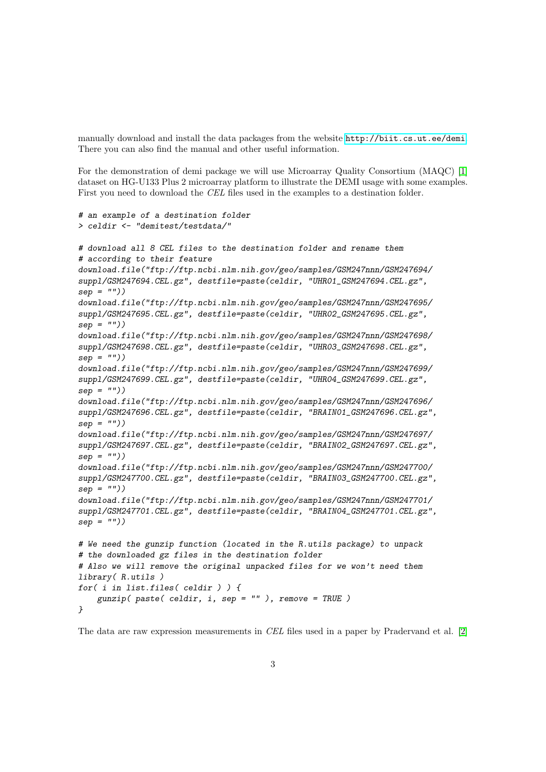manually download and install the data packages from the website http://biit.cs.ut.ee/demi. There you can also find the manual and other useful information.

For the demonstration of demi package we will use Microarray Quality Consortium (MAQC) [1] dataset on HG-U133 Plus 2 microarray platform to illustrate the DEMI usage with some examples. First you need to download the *CEL* files used in the examples to a destination folder.

```
# an example of a destination folder
> celdir <- "demitest/testdata/"

# download all 8 CEL files to the destination folder and rename them
# according to their feature
download.file("ftp://ftp.ncbi.nlm.nih.gov/geo/samples/GSM247nnn/GSM247694/
suppl/GSM247694.CEL.gz", destfile=paste(celdir, "UHR01_GSM247694.CEL.gz",
sep = ""))
download.file("ftp://ftp.ncbi.nlm.nih.gov/geo/samples/GSM247nnn/GSM247695/
suppl/GSM247695.CEL.gz", destfile=paste(celdir, "UHR02_GSM247695.CEL.gz",
sep = ""))
download.file("ftp://ftp.ncbi.nlm.nih.gov/geo/samples/GSM247nnn/GSM247698/
suppl/GSM247698.CEL.gz", destfile=paste(celdir, "UHR03_GSM247698.CEL.gz",
sep = ""))
download.file("ftp://ftp.ncbi.nlm.nih.gov/geo/samples/GSM247nnn/GSM247699/
suppl/GSM247699.CEL.gz", destfile=paste(celdir, "UHR04_GSM247699.CEL.gz",
sep = ""))
download.file("ftp://ftp.ncbi.nlm.nih.gov/geo/samples/GSM247nnn/GSM247696/
suppl/GSM247696.CEL.gz", destfile=paste(celdir, "BRAIN01_GSM247696.CEL.gz",
sep = ""))
download.file("ftp://ftp.ncbi.nlm.nih.gov/geo/samples/GSM247nnn/GSM247697/
suppl/GSM247697.CEL.gz", destfile=paste(celdir, "BRAIN02_GSM247697.CEL.gz",
sep = ""))
download.file("ftp://ftp.ncbi.nlm.nih.gov/geo/samples/GSM247nnn/GSM247700/
suppl/GSM247700.CEL.gz", destfile=paste(celdir, "BRAIN03_GSM247700.CEL.gz",
sep = ""))
download.file("ftp://ftp.ncbi.nlm.nih.gov/geo/samples/GSM247nnn/GSM247701/
suppl/GSM247701.CEL.gz", destfile=paste(celdir, "BRAIN04_GSM247701.CEL.gz",
sep = ""))

# We need the gunzip function (located in the R.utils package) to unpack
# the downloaded gz files in the destination folder
# Also we will remove the original unpacked files for we won't need them
library( R.utils )
for( i in list.files( celdir ) ) {
    gunzip( paste( celdir, i, sep = "" ), remove = TRUE )
}
```

The data are raw expression measurements in *CEL* files used in a paper by Pradervand et al. [2]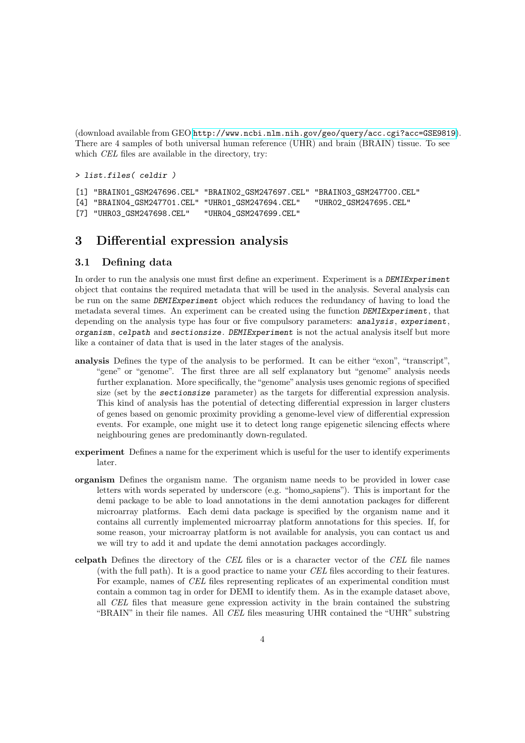(download available from GEO http://www.ncbi.nlm.nih.gov/geo/query/acc.cgi?acc=GSE9819). There are 4 samples of both universal human reference (UHR) and brain (BRAIN) tissue. To see which *CEL* files are available in the directory, try:

```
> list.files( celdir )
[1] "BRAIN01_GSM247696.CEL" "BRAIN02_GSM247697.CEL" "BRAIN03_GSM247700.CEL"
[4] "BRAIN04_GSM247701.CEL" "UHR01_GSM247694.CEL"   "UHR02_GSM247695.CEL"
[7] "UHR03_GSM247698.CEL"   "UHR04_GSM247699.CEL"
```

# 3 Differential expression analysis

## 3.1 Defining data

In order to run the analysis one must first define an experiment. Experiment is a *DEMIExperiment* object that contains the required metadata that will be used in the analysis. Several analysis can be run on the same *DEMIExperiment* object which reduces the redundancy of having to load the metadata several times. An experiment can be created using the function *DEMIExperiment*, that depending on the analysis type has four or five compulsory parameters: *analysis*, *experiment*, *organism*, *celpath* and *sectionsize*. *DEMIExperiment* is not the actual analysis itself but more like a container of data that is used in the later stages of the analysis.

**analysis** Defines the type of the analysis to be performed. It can be either "exon", "transcript", "gene" or "genome". The first three are all self explanatory but "genome" analysis needs further explanation. More specifically, the "genome" analysis uses genomic regions of specified size (set by the *sectionsize* parameter) as the targets for differential expression analysis. This kind of analysis has the potential of detecting differential expression in larger clusters of genes based on genomic proximity providing a genome-level view of differential expression events. For example, one might use it to detect long range epigenetic silencing effects where neighbouring genes are predominantly down-regulated.

**experiment** Defines a name for the experiment which is useful for the user to identify experiments later.

**organism** Defines the organism name. The organism name needs to be provided in lower case letters with words seperated by underscore (e.g. "homo_sapiens"). This is important for the demi package to be able to load annotations in the demi annotation packages for different microarray platforms. Each demi data package is specified by the organism name and it contains all currently implemented microarray platform annotations for this species. If, for some reason, your microarray platform is not available for analysis, you can contact us and we will try to add it and update the demi annotation packages accordingly.

**celpath** Defines the directory of the *CEL* files or is a character vector of the *CEL* file names (with the full path). It is a good practice to name your *CEL* files according to their features. For example, names of *CEL* files representing replicates of an experimental condition must contain a common tag in order for DEMI to identify them. As in the example dataset above, all *CEL* files that measure gene expression activity in the brain contained the substring "BRAIN" in their file names. All *CEL* files measuring UHR contained the "UHR" substring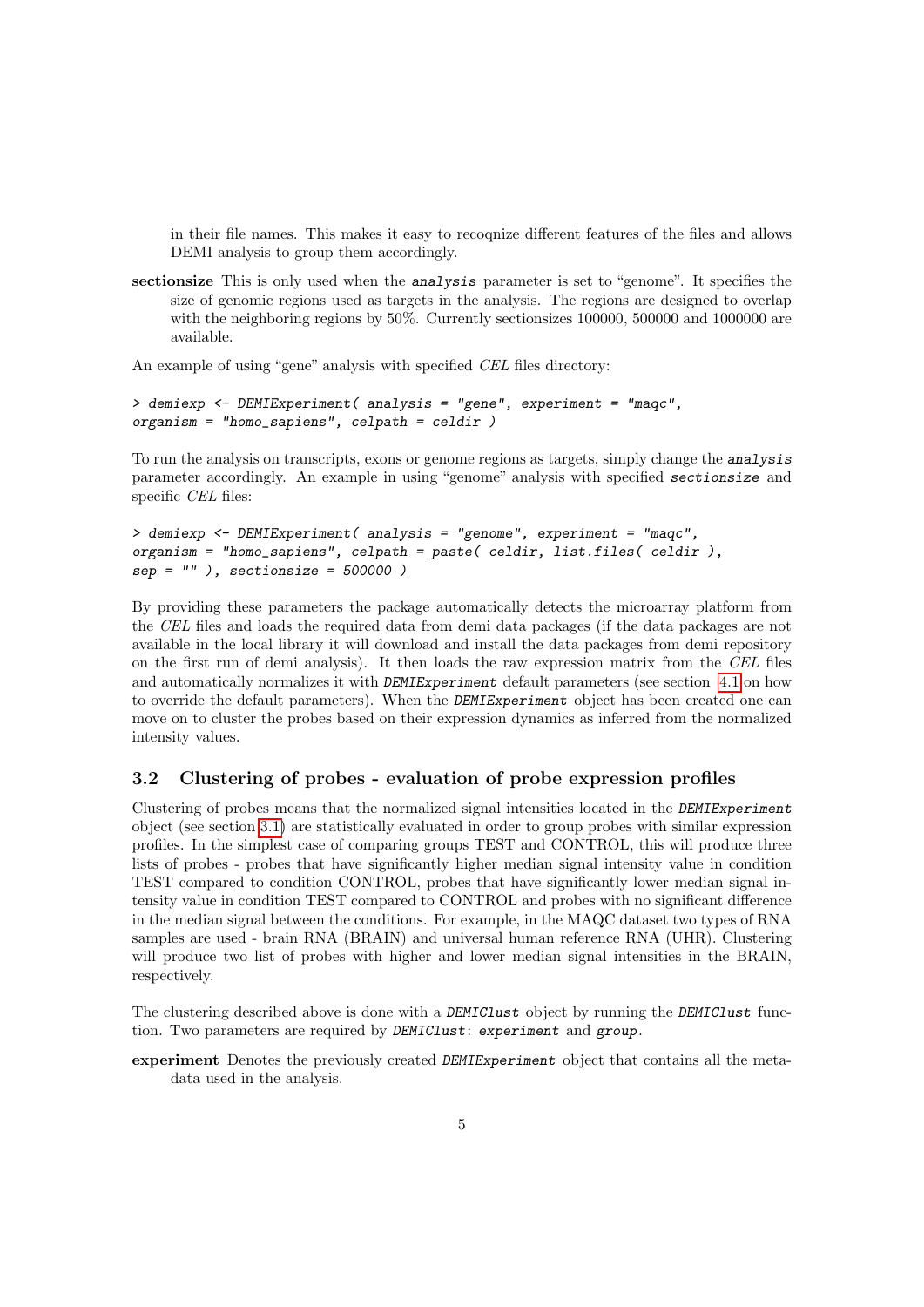in their file names. This makes it easy to recoqnize different features of the files and allows DEMI analysis to group them accordingly.

**sectionsize** This is only used when the `analysis` parameter is set to "genome". It specifies the size of genomic regions used as targets in the analysis. The regions are designed to overlap with the neighboring regions by 50%. Currently sectionsizes 100000, 500000 and 1000000 are available.

An example of using "gene" analysis with specified *CEL* files directory:

```
> demiexp <- DEMIExperiment( analysis = "gene", experiment = "maqc",
organism = "homo_sapiens", celpath = celdir )
```

To run the analysis on transcripts, exons or genome regions as targets, simply change the `analysis` parameter accordingly. An example in using "genome" analysis with specified `sectionsize` and specific *CEL* files:

```
> demiexp <- DEMIExperiment( analysis = "genome", experiment = "maqc",
organism = "homo_sapiens", celpath = paste( celdir, list.files( celdir ),
sep = "" ), sectionsize = 500000 )
```

By providing these parameters the package automatically detects the microarray platform from the *CEL* files and loads the required data from demi data packages (if the data packages are not available in the local library it will download and install the data packages from demi repository on the first run of demi analysis). It then loads the raw expression matrix from the *CEL* files and automatically normalizes it with `DEMIExperiment` default parameters (see section 4.1 on how to override the default parameters). When the `DEMIExperiment` object has been created one can move on to cluster the probes based on their expression dynamics as inferred from the normalized intensity values.

### 3.2 Clustering of probes - evaluation of probe expression profiles

Clustering of probes means that the normalized signal intensities located in the `DEMIExperiment` object (see section 3.1) are statistically evaluated in order to group probes with similar expression profiles. In the simplest case of comparing groups TEST and CONTROL, this will produce three lists of probes - probes that have significantly higher median signal intensity value in condition TEST compared to condition CONTROL, probes that have significantly lower median signal intensity value in condition TEST compared to CONTROL and probes with no significant difference in the median signal between the conditions. For example, in the MAQC dataset two types of RNA samples are used - brain RNA (BRAIN) and universal human reference RNA (UHR). Clustering will produce two list of probes with higher and lower median signal intensities in the BRAIN, respectively.

The clustering described above is done with a `DEMIClust` object by running the `DEMIClust` function. Two parameters are required by `DEMIClust`: `experiment` and `group`.

**experiment** Denotes the previously created `DEMIExperiment` object that contains all the metadata used in the analysis.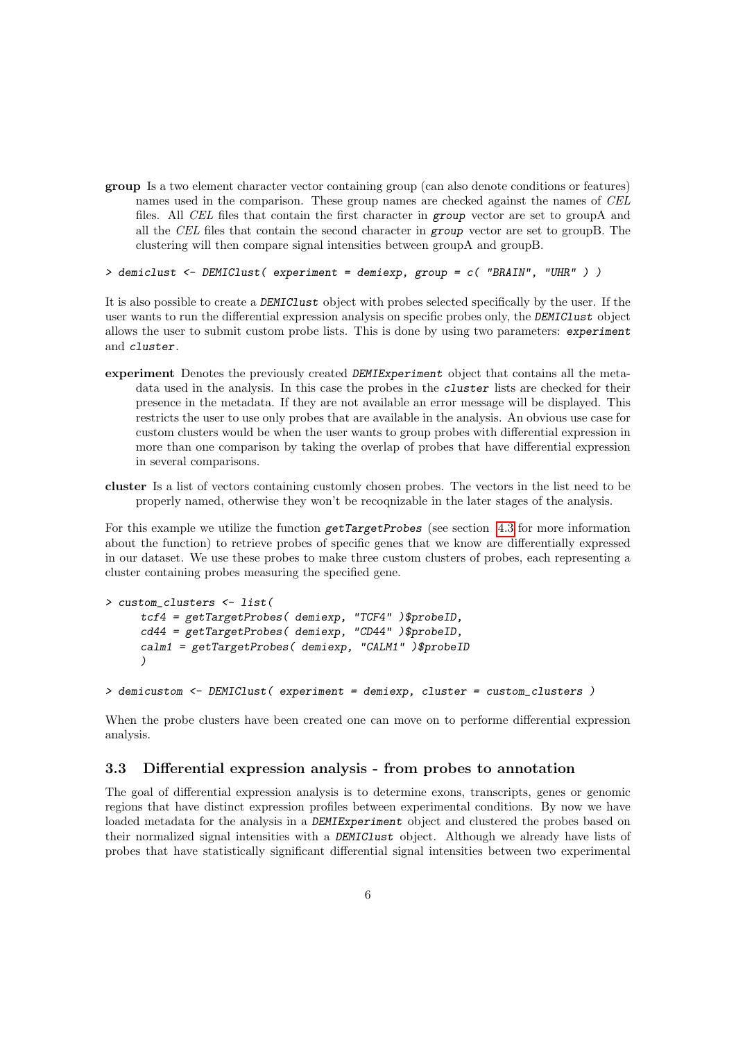**group** Is a two element character vector containing group (can also denote conditions or features) names used in the comparison. These group names are checked against the names of *CEL* files. All *CEL* files that contain the first character in `group` vector are set to groupA and all the *CEL* files that contain the second character in `group` vector are set to groupB. The clustering will then compare signal intensities between groupA and groupB.

```
> demiclust <- DEMIClust( experiment = demiexp, group = c( "BRAIN", "UHR" ) )
```

It is also possible to create a `DEMIClust` object with probes selected specifically by the user. If the user wants to run the differential expression analysis on specific probes only, the `DEMIClust` object allows the user to submit custom probe lists. This is done by using two parameters: `experiment` and `cluster`.

**experiment** Denotes the previously created `DEMIExperiment` object that contains all the metadata used in the analysis. In this case the probes in the `cluster` lists are checked for their presence in the metadata. If they are not available an error message will be displayed. This restricts the user to use only probes that are available in the analysis. An obvious use case for custom clusters would be when the user wants to group probes with differential expression in more than one comparison by taking the overlap of probes that have differential expression in several comparisons.

**cluster** Is a list of vectors containing customly chosen probes. The vectors in the list need to be properly named, otherwise they won't be recoqnizable in the later stages of the analysis.

For this example we utilize the function `getTargetProbes` (see section 4.3 for more information about the function) to retrieve probes of specific genes that we know are differentially expressed in our dataset. We use these probes to make three custom clusters of probes, each representing a cluster containing probes measuring the specified gene.

```
> custom_clusters <- list(
      tcf4 = getTargetProbes( demiexp, "TCF4" )$probeID,
      cd44 = getTargetProbes( demiexp, "CD44" )$probeID,
      calm1 = getTargetProbes( demiexp, "CALM1" )$probeID
      )
```

```
> demicustom <- DEMIClust( experiment = demiexp, cluster = custom_clusters )
```

When the probe clusters have been created one can move on to performe differential expression analysis.

### 3.3 Differential expression analysis - from probes to annotation

The goal of differential expression analysis is to determine exons, transcripts, genes or genomic regions that have distinct expression profiles between experimental conditions. By now we have loaded metadata for the analysis in a `DEMIExperiment` object and clustered the probes based on their normalized signal intensities with a `DEMIClust` object. Although we already have lists of probes that have statistically significant differential signal intensities between two experimental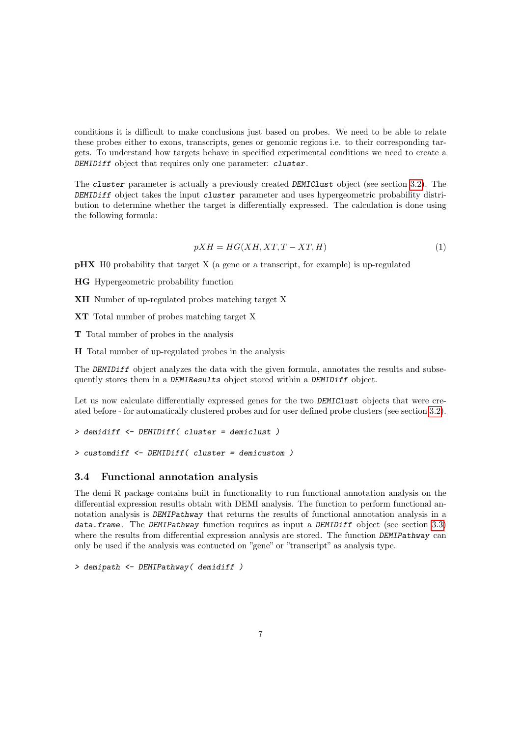conditions it is difficult to make conclusions just based on probes. We need to be able to relate these probes either to exons, transcripts, genes or genomic regions i.e. to their corresponding targets. To understand how targets behave in specified experimental conditions we need to create a *DEMIDiff* object that requires only one parameter: *cluster*.

The *cluster* parameter is actually a previously created *DEMIClust* object (see section 3.2). The *DEMIDiff* object takes the input *cluster* parameter and uses hypergeometric probability distribution to determine whether the target is differentially expressed. The calculation is done using the following formula:

$$pXH = HG(XH, XT, T - XT, H) \tag{1}$$

**pHX** H0 probability that target X (a gene or a transcript, for example) is up-regulated

**HG** Hypergeometric probability function

**XH** Number of up-regulated probes matching target X

**XT** Total number of probes matching target X

**T** Total number of probes in the analysis

**H** Total number of up-regulated probes in the analysis

The *DEMIDiff* object analyzes the data with the given formula, annotates the results and subsequently stores them in a *DEMIResults* object stored within a *DEMIDiff* object.

Let us now calculate differentially expressed genes for the two *DEMIClust* objects that were created before - for automatically clustered probes and for user defined probe clusters (see section 3.2).

```
> demidiff <- DEMIDiff( cluster = demiclust )
```

```
> customdiff <- DEMIDiff( cluster = demicustom )
```

### 3.4 Functional annotation analysis

The demi R package contains built in functionality to run functional annotation analysis on the differential expression results obtain with DEMI analysis. The function to perform functional annotation analysis is *DEMIPathway* that returns the results of functional annotation analysis in a *data.frame*. The *DEMIPathway* function requires as input a *DEMIDiff* object (see section 3.3) where the results from differential expression analysis are stored. The function *DEMIPathway* can only be used if the analysis was contucted on "gene" or "transcript" as analysis type.

```
> demipath <- DEMIPathway( demidiff )
```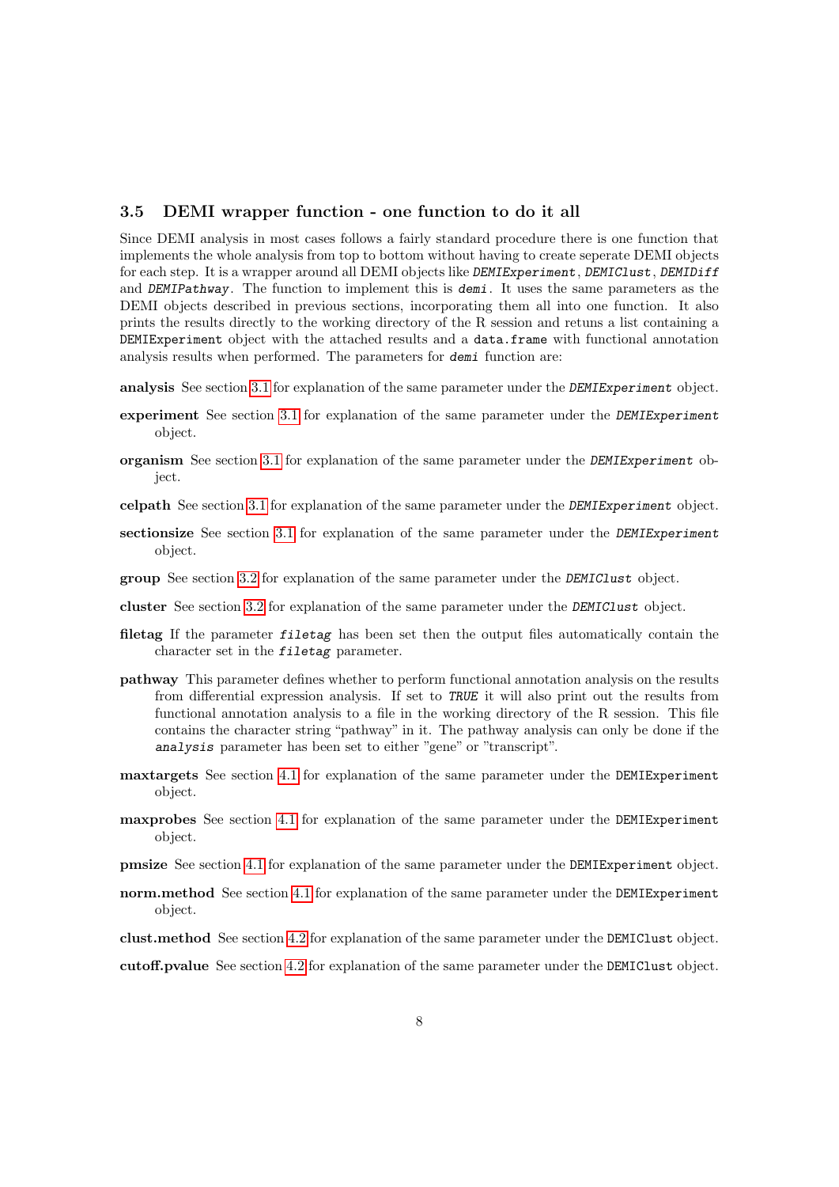### 3.5 DEMI wrapper function - one function to do it all

Since DEMI analysis in most cases follows a fairly standard procedure there is one function that implements the whole analysis from top to bottom without having to create seperate DEMI objects for each step. It is a wrapper around all DEMI objects like *DEMIExperiment*, *DEMIClust*, *DEMIDiff* and *DEMIPathway*. The function to implement this is *demi*. It uses the same parameters as the DEMI objects described in previous sections, incorporating them all into one function. It also prints the results directly to the working directory of the R session and retuns a list containing a `DEMIExperiment` object with the attached results and a `data.frame` with functional annotation analysis results when performed. The parameters for *demi* function are:

**analysis** See section 3.1 for explanation of the same parameter under the *DEMIExperiment* object.

**experiment** See section 3.1 for explanation of the same parameter under the *DEMIExperiment* object.

**organism** See section 3.1 for explanation of the same parameter under the *DEMIExperiment* object.

**celpath** See section 3.1 for explanation of the same parameter under the *DEMIExperiment* object.

**sectionsize** See section 3.1 for explanation of the same parameter under the *DEMIExperiment* object.

**group** See section 3.2 for explanation of the same parameter under the *DEMIClust* object.

**cluster** See section 3.2 for explanation of the same parameter under the *DEMIClust* object.

**filetag** If the parameter *filetag* has been set then the output files automatically contain the character set in the *filetag* parameter.

**pathway** This parameter defines whether to perform functional annotation analysis on the results from differential expression analysis. If set to *TRUE* it will also print out the results from functional annotation analysis to a file in the working directory of the R session. This file contains the character string "pathway" in it. The pathway analysis can only be done if the *analysis* parameter has been set to either "gene" or "transcript".

**maxtargets** See section 4.1 for explanation of the same parameter under the `DEMIExperiment` object.

**maxprobes** See section 4.1 for explanation of the same parameter under the `DEMIExperiment` object.

**pmsize** See section 4.1 for explanation of the same parameter under the `DEMIExperiment` object.

**norm.method** See section 4.1 for explanation of the same parameter under the `DEMIExperiment` object.

**clust.method** See section 4.2 for explanation of the same parameter under the `DEMIClust` object.

**cutoff.pvalue** See section 4.2 for explanation of the same parameter under the `DEMIClust` object.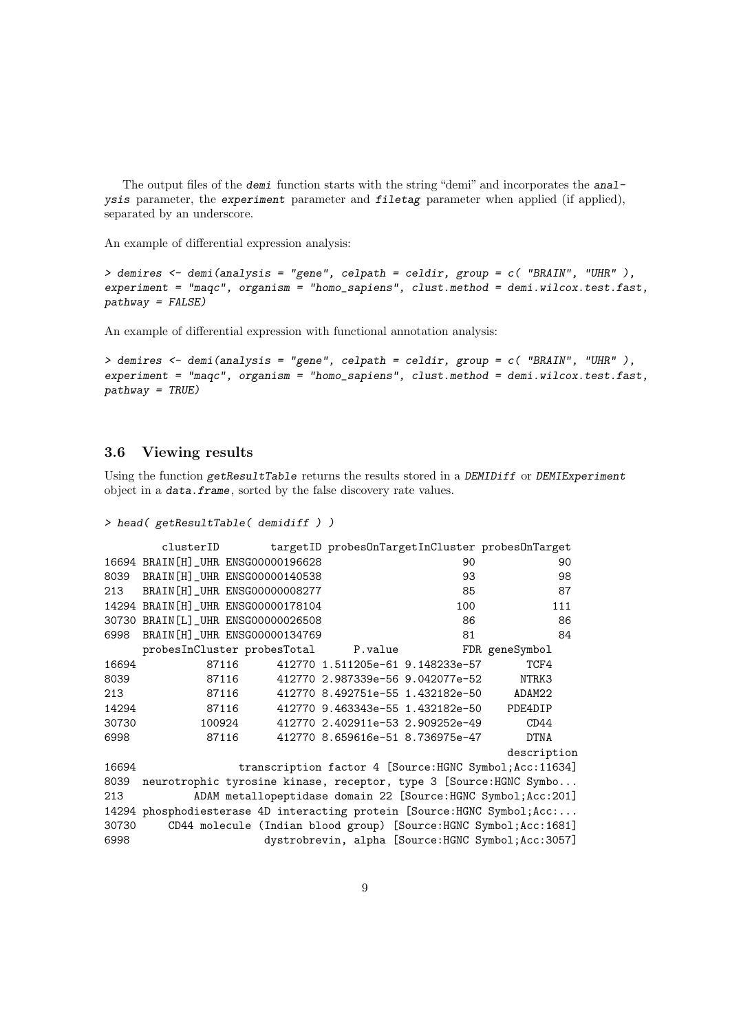The output files of the *demi* function starts with the string "demi" and incorporates the *analysis* parameter, the *experiment* parameter and *filetag* parameter when applied (if applied), separated by an underscore.

An example of differential expression analysis:

```
> demires <- demi(analysis = "gene", celpath = celdir, group = c( "BRAIN", "UHR" ),
experiment = "maqc", organism = "homo_sapiens", clust.method = demi.wilcox.test.fast,
pathway = FALSE)
```

An example of differential expression with functional annotation analysis:

```
> demires <- demi(analysis = "gene", celpath = celdir, group = c( "BRAIN", "UHR" ),
experiment = "maqc", organism = "homo_sapiens", clust.method = demi.wilcox.test.fast,
pathway = TRUE)
```

### 3.6 Viewing results

Using the function *getResultTable* returns the results stored in a *DEMIDiff* or *DEMIExperiment* object in a *data.frame*, sorted by the false discovery rate values.

```
> head( getResultTable( demidiff ) )
```

```
          clusterID        targetID probesOnTargetInCluster probesOnTarget
16694 BRAIN[H]_UHR ENSG00000196628                      90             90
8039  BRAIN[H]_UHR ENSG00000140538                      93             98
213   BRAIN[H]_UHR ENSG00000008277                      85             87
14294 BRAIN[H]_UHR ENSG00000178104                     100            111
30730 BRAIN[L]_UHR ENSG00000026508                      86             86
6998  BRAIN[H]_UHR ENSG00000134769                      81             84
      probesInCluster probesTotal      P.value          FDR geneSymbol
16694           87116      412770 1.511205e-61 9.148233e-57       TCF4
8039            87116      412770 2.987339e-56 9.042077e-52      NTRK3
213             87116      412770 8.492751e-55 1.432182e-50     ADAM22
14294           87116      412770 9.463343e-55 1.432182e-50    PDE4DIP
30730          100924      412770 2.402911e-53 2.909252e-49       CD44
6998            87116      412770 8.659616e-51 8.736975e-47       DTNA
                                                                 description
16694                transcription factor 4 [Source:HGNC Symbol;Acc:11634]
8039  neurotrophic tyrosine kinase, receptor, type 3 [Source:HGNC Symbo...
213          ADAM metallopeptidase domain 22 [Source:HGNC Symbol;Acc:201]
14294 phosphodiesterase 4D interacting protein [Source:HGNC Symbol;Acc:...
30730     CD44 molecule (Indian blood group) [Source:HGNC Symbol;Acc:1681]
6998                    dystrobrevin, alpha [Source:HGNC Symbol;Acc:3057]
```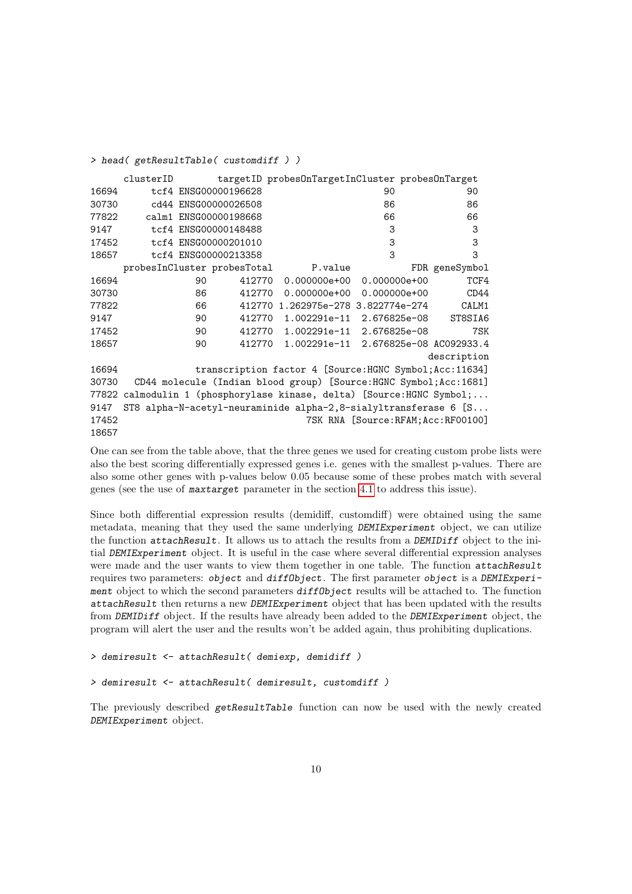```
> head( getResultTable( customdiff ) )
      clusterID        targetID probesOnTargetInCluster probesOnTarget
16694      tcf4 ENSG00000196628                      90             90
30730      cd44 ENSG00000026508                      86             86
77822     calm1 ENSG00000198668                      66             66
9147       tcf4 ENSG00000148488                       3              3
17452      tcf4 ENSG00000201010                       3              3
18657      tcf4 ENSG00000213358                       3              3
      probesInCluster probesTotal       P.value           FDR geneSymbol
16694              90      412770  0.000000e+00  0.000000e+00       TCF4
30730              86      412770  0.000000e+00  0.000000e+00       CD44
77822              66      412770 1.262975e-278 3.822774e-274      CALM1
9147               90      412770  1.002291e-11  2.676825e-08    ST8SIA6
17452              90      412770  1.002291e-11  2.676825e-08        7SK
18657              90      412770  1.002291e-11  2.676825e-08 AC092933.4
                                                                description
16694              transcription factor 4 [Source:HGNC Symbol;Acc:11634]
30730   CD44 molecule (Indian blood group) [Source:HGNC Symbol;Acc:1681]
77822 calmodulin 1 (phosphorylase kinase, delta) [Source:HGNC Symbol;...
9147  ST8 alpha-N-acetyl-neuraminide alpha-2,8-sialyltransferase 6 [S...
17452                                  7SK RNA [Source:RFAM;Acc:RF00100]
18657
```

One can see from the table above, that the three genes we used for creating custom probe lists were also the best scoring differentially expressed genes i.e. genes with the smallest p-values. There are also some other genes with p-values below 0.05 because some of these probes match with several genes (see the use of *maxtarget* parameter in the section 4.1 to address this issue).

Since both differential expression results (demidiff, customdiff) were obtained using the same metadata, meaning that they used the same underlying *DEMIExperiment* object, we can utilize the function *attachResult*. It allows us to attach the results from a *DEMIDiff* object to the initial *DEMIExperiment* object. It is useful in the case where several differential expression analyses were made and the user wants to view them together in one table. The function *attachResult* requires two parameters: *object* and *diffObject*. The first parameter *object* is a *DEMIExperiment* object to which the second parameters *diffObject* results will be attached to. The function *attachResult* then returns a new *DEMIExperiment* object that has been updated with the results from *DEMIDiff* object. If the results have already been added to the *DEMIExperiment* object, the program will alert the user and the results won't be added again, thus prohibiting duplications.

```
> demiresult <- attachResult( demiexp, demidiff )
```

```
> demiresult <- attachResult( demiresult, customdiff )
```

The previously described *getResultTable* function can now be used with the newly created *DEMIExperiment* object.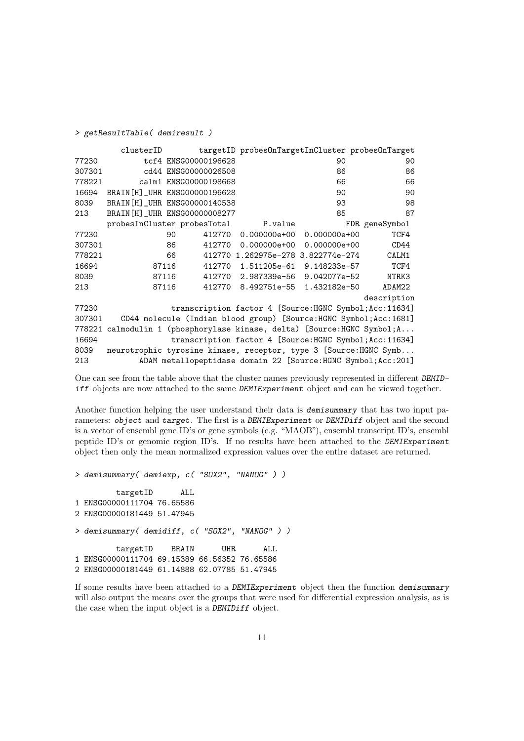```
> getResultTable( demiresult )

        clusterID       targetID probesOnTargetInCluster probesOnTarget
77230          tcf4 ENSG00000196628                      90             90
307301         cd44 ENSG00000026508                      86             86
778221        calm1 ENSG00000198668                      66             66
16694  BRAIN[H]_UHR ENSG00000196628                      90             90
8039   BRAIN[H]_UHR ENSG00000140538                      93             98
213    BRAIN[H]_UHR ENSG00000008277                      85             87
       probesInCluster probesTotal       P.value           FDR geneSymbol
77230               90      412770  0.000000e+00  0.000000e+00       TCF4
307301              86      412770  0.000000e+00  0.000000e+00       CD44
778221              66      412770 1.262975e-278 3.822774e-274      CALM1
16694            87116      412770  1.511205e-61  9.148233e-57       TCF4
8039             87116      412770  2.987339e-56  9.042077e-52      NTRK3
213              87116      412770  8.492751e-55  1.432182e-50     ADAM22
                                                                description
77230               transcription factor 4 [Source:HGNC Symbol;Acc:11634]
307301    CD44 molecule (Indian blood group) [Source:HGNC Symbol;Acc:1681]
778221 calmodulin 1 (phosphorylase kinase, delta) [Source:HGNC Symbol;A...
16694               transcription factor 4 [Source:HGNC Symbol;Acc:11634]
8039   neurotrophic tyrosine kinase, receptor, type 3 [Source:HGNC Symb...
213           ADAM metallopeptidase domain 22 [Source:HGNC Symbol;Acc:201]
```

One can see from the table above that the cluster names previously represented in different *DEMIDiff* objects are now attached to the same *DEMIExperiment* object and can be viewed together.

Another function helping the user understand their data is *demisummary* that has two input parameters: *object* and *target*. The first is a *DEMIExperiment* or *DEMIDiff* object and the second is a vector of ensembl gene ID's or gene symbols (e.g. "MAOB"), ensembl transcript ID's, ensembl peptide ID's or genomic region ID's. If no results have been attached to the *DEMIExperiment* object then only the mean normalized expression values over the entire dataset are returned.

```
> demisummary( demiexp, c( "SOX2", "NANOG" ) )

         targetID      ALL
1 ENSG00000111704 76.65586
2 ENSG00000181449 51.47945

> demisummary( demidiff, c( "SOX2", "NANOG" ) )

         targetID    BRAIN      UHR      ALL
1 ENSG00000111704 69.15389 66.56352 76.65586
2 ENSG00000181449 61.14888 62.07785 51.47945
```

If some results have been attached to a *DEMIExperiment* object then the function *demisummary* will also output the means over the groups that were used for differential expression analysis, as is the case when the input object is a *DEMIDiff* object.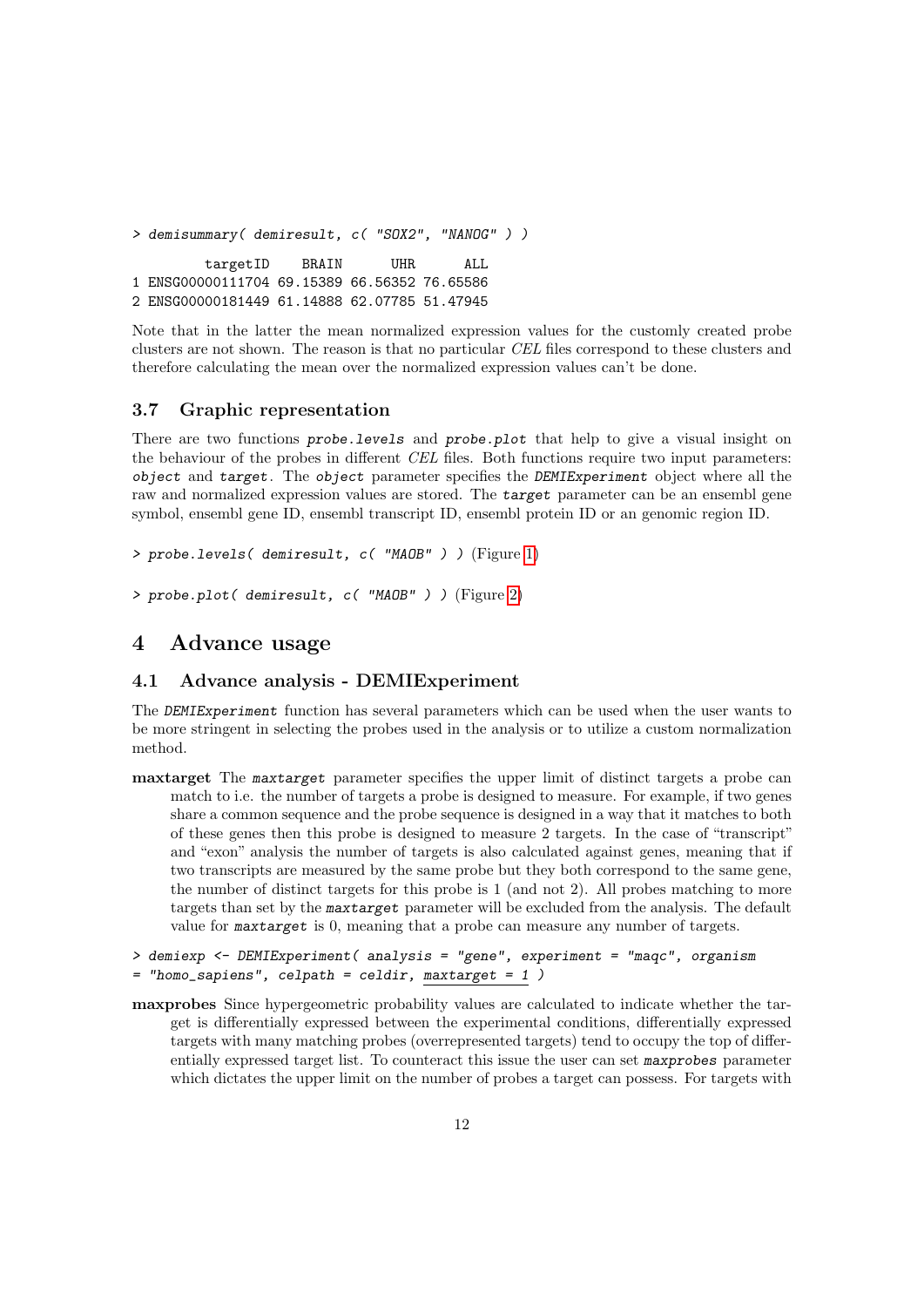```
> demisummary( demiresult, c( "SOX2", "NANOG" ) )

        targetID    BRAIN      UHR      ALL
1 ENSG00000111704 69.15389 66.56352 76.65586
2 ENSG00000181449 61.14888 62.07785 51.47945
```

Note that in the latter the mean normalized expression values for the customly created probe clusters are not shown. The reason is that no particular *CEL* files correspond to these clusters and therefore calculating the mean over the normalized expression values can't be done.

### 3.7 Graphic representation

There are two functions *probe.levels* and *probe.plot* that help to give a visual insight on the behaviour of the probes in different *CEL* files. Both functions require two input parameters: *object* and *target*. The *object* parameter specifies the *DEMIExperiment* object where all the raw and normalized expression values are stored. The *target* parameter can be an ensembl gene symbol, ensembl gene ID, ensembl transcript ID, ensembl protein ID or an genomic region ID.

```
> probe.levels( demiresult, c( "MAOB" ) )
```
(Figure 1)

```
> probe.plot( demiresult, c( "MAOB" ) )
```
(Figure 2)

## 4 Advance usage

### 4.1 Advance analysis - DEMIExperiment

The *DEMIExperiment* function has several parameters which can be used when the user wants to be more stringent in selecting the probes used in the analysis or to utilize a custom normalization method.

**maxtarget** The *maxtarget* parameter specifies the upper limit of distinct targets a probe can match to i.e. the number of targets a probe is designed to measure. For example, if two genes share a common sequence and the probe sequence is designed in a way that it matches to both of these genes then this probe is designed to measure 2 targets. In the case of "transcript" and "exon" analysis the number of targets is also calculated against genes, meaning that if two transcripts are measured by the same probe but they both correspond to the same gene, the number of distinct targets for this probe is 1 (and not 2). All probes matching to more targets than set by the *maxtarget* parameter will be excluded from the analysis. The default value for *maxtarget* is 0, meaning that a probe can measure any number of targets.

```
> demiexp <- DEMIExperiment( analysis = "gene", experiment = "maqc", organism
= "homo_sapiens", celpath = celdir, maxtarget = 1 )
```

**maxprobes** Since hypergeometric probability values are calculated to indicate whether the target is differentially expressed between the experimental conditions, differentially expressed targets with many matching probes (overrepresented targets) tend to occupy the top of differentially expressed target list. To counteract this issue the user can set *maxprobes* parameter which dictates the upper limit on the number of probes a target can possess. For targets with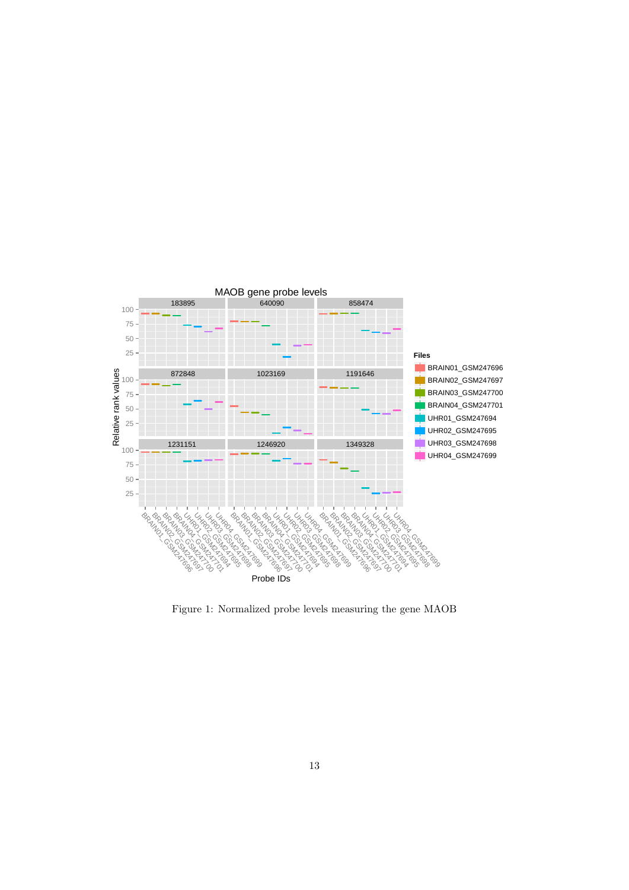Figure 1: Normalized probe levels measuring the gene MAOB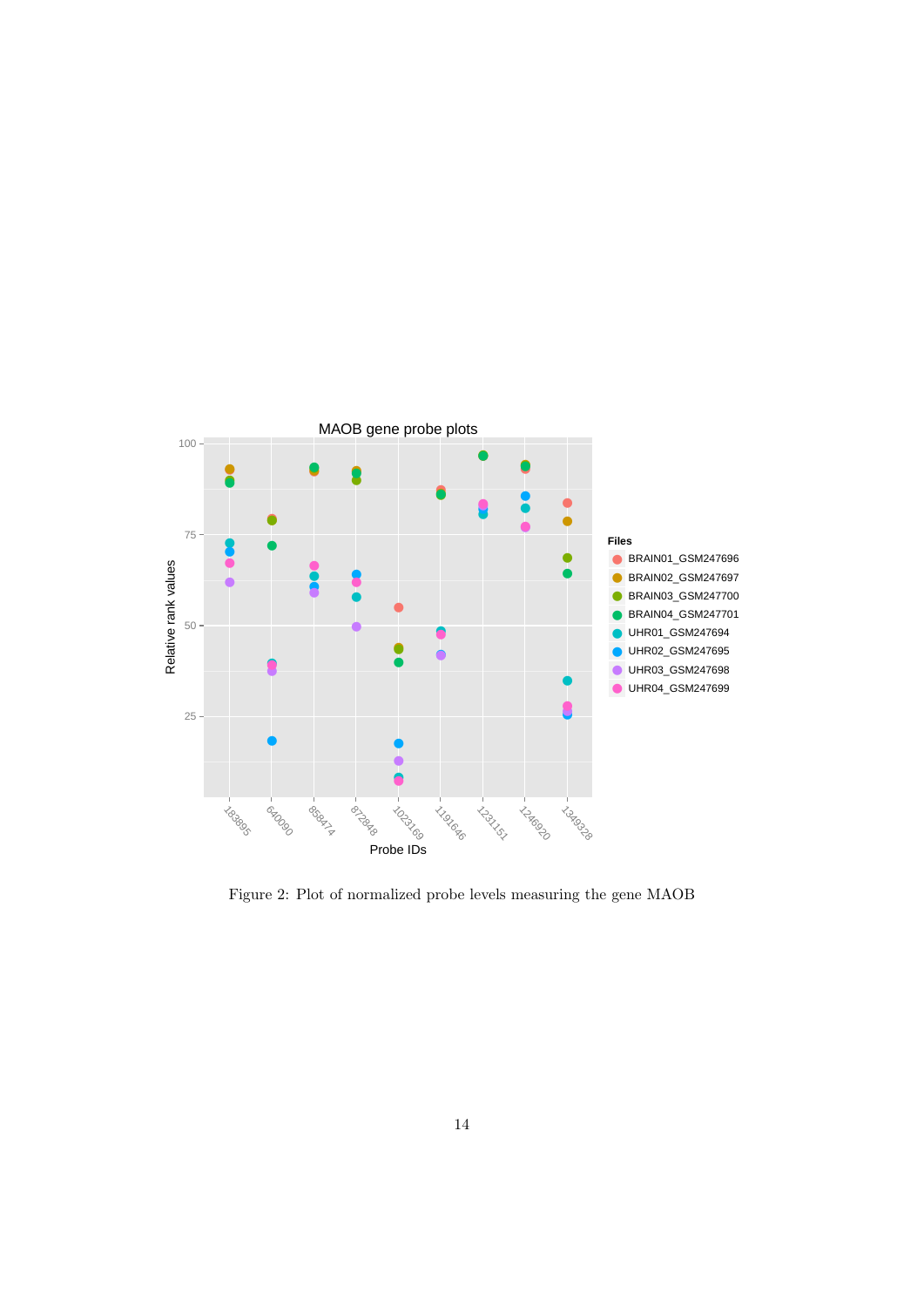Figure 2: Plot of normalized probe levels measuring the gene MAOB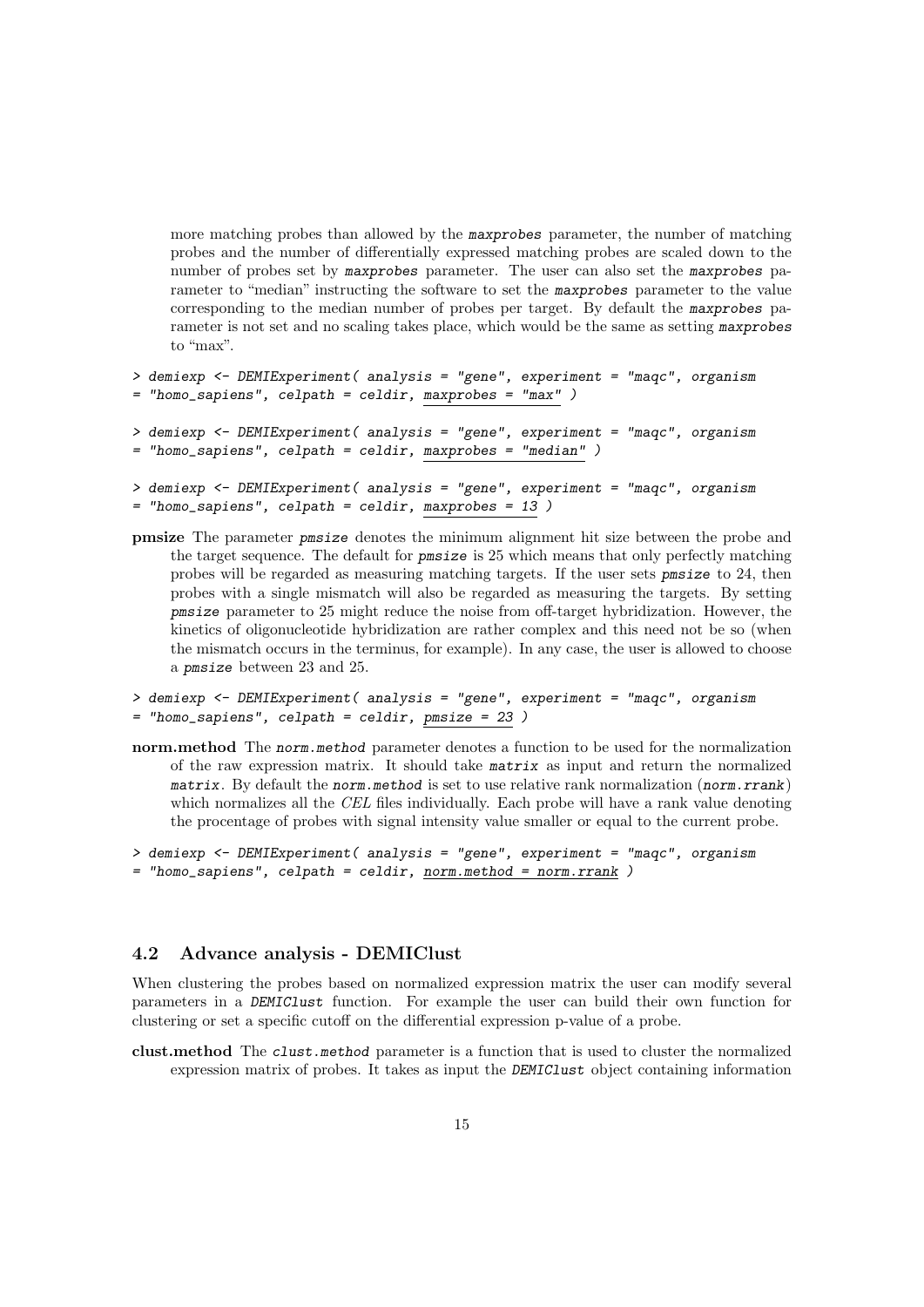more matching probes than allowed by the *maxprobes* parameter, the number of matching probes and the number of differentially expressed matching probes are scaled down to the number of probes set by *maxprobes* parameter. The user can also set the *maxprobes* parameter to "median" instructing the software to set the *maxprobes* parameter to the value corresponding to the median number of probes per target. By default the *maxprobes* parameter is not set and no scaling takes place, which would be the same as setting *maxprobes* to "max".

```
> demiexp <- DEMIExperiment( analysis = "gene", experiment = "maqc", organism
= "homo_sapiens", celpath = celdir, maxprobes = "max" )
```

```
> demiexp <- DEMIExperiment( analysis = "gene", experiment = "maqc", organism
= "homo_sapiens", celpath = celdir, maxprobes = "median" )
```

```
> demiexp <- DEMIExperiment( analysis = "gene", experiment = "maqc", organism
= "homo_sapiens", celpath = celdir, maxprobes = 13 )
```

**pmsize** The parameter *pmsize* denotes the minimum alignment hit size between the probe and the target sequence. The default for *pmsize* is 25 which means that only perfectly matching probes will be regarded as measuring matching targets. If the user sets *pmsize* to 24, then probes with a single mismatch will also be regarded as measuring the targets. By setting *pmsize* parameter to 25 might reduce the noise from off-target hybridization. However, the kinetics of oligonucleotide hybridization are rather complex and this need not be so (when the mismatch occurs in the terminus, for example). In any case, the user is allowed to choose a *pmsize* between 23 and 25.

```
> demiexp <- DEMIExperiment( analysis = "gene", experiment = "maqc", organism
= "homo_sapiens", celpath = celdir, pmsize = 23 )
```

**norm.method** The *norm.method* parameter denotes a function to be used for the normalization of the raw expression matrix. It should take *matrix* as input and return the normalized *matrix*. By default the *norm.method* is set to use relative rank normalization (*norm.rrank*) which normalizes all the *CEL* files individually. Each probe will have a rank value denoting the procentage of probes with signal intensity value smaller or equal to the current probe.

```
> demiexp <- DEMIExperiment( analysis = "gene", experiment = "maqc", organism
= "homo_sapiens", celpath = celdir, norm.method = norm.rrank )
```

## 4.2 Advance analysis - DEMIClust

When clustering the probes based on normalized expression matrix the user can modify several parameters in a *DEMIClust* function. For example the user can build their own function for clustering or set a specific cutoff on the differential expression p-value of a probe.

**clust.method** The *clust.method* parameter is a function that is used to cluster the normalized expression matrix of probes. It takes as input the *DEMIClust* object containing information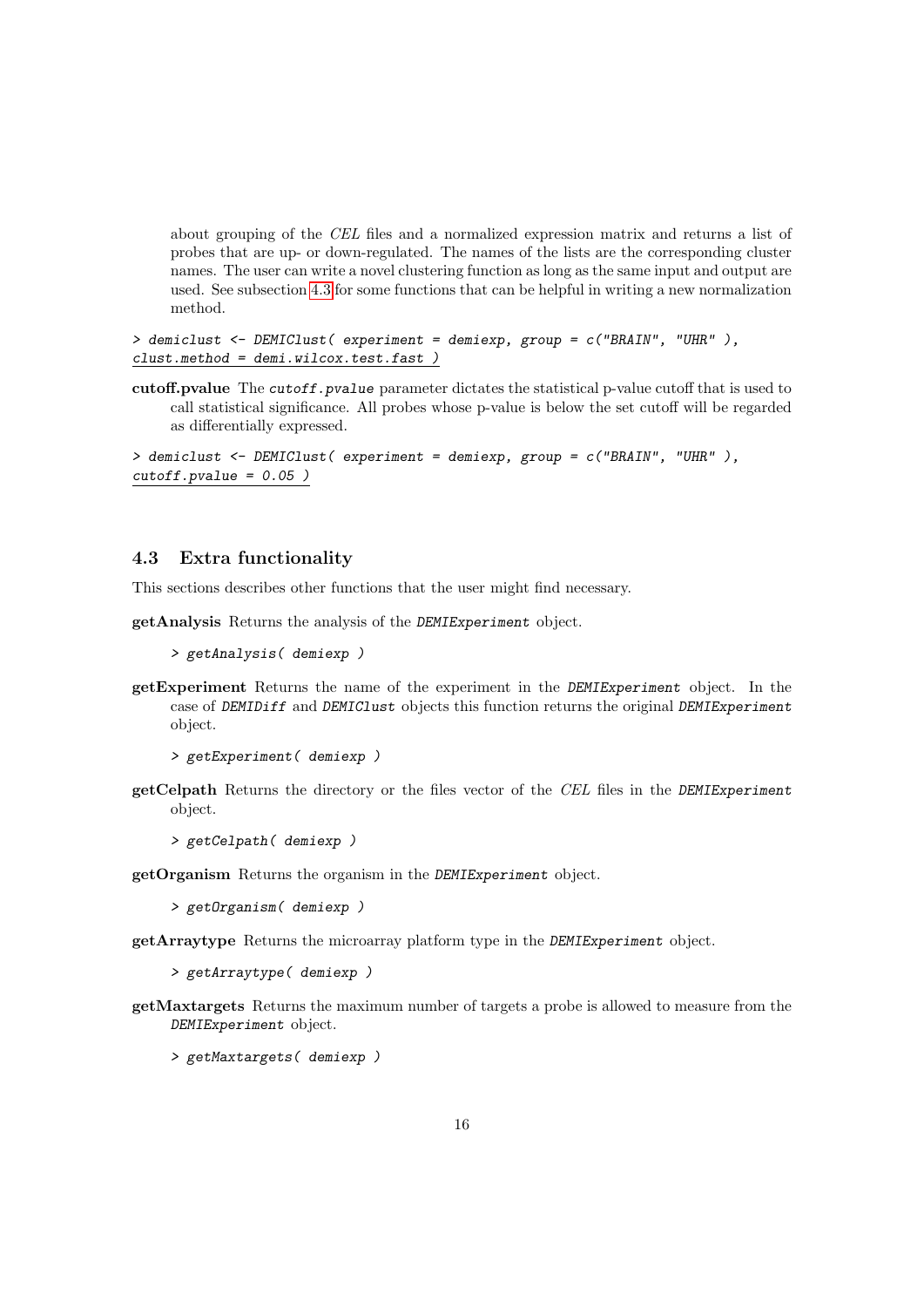about grouping of the *CEL* files and a normalized expression matrix and returns a list of probes that are up- or down-regulated. The names of the lists are the corresponding cluster names. The user can write a novel clustering function as long as the same input and output are used. See subsection 4.3 for some functions that can be helpful in writing a new normalization method.

```
> demiclust <- DEMIClust( experiment = demiexp, group = c("BRAIN", "UHR" ),
clust.method = demi.wilcox.test.fast )
```

**cutoff.pvalue** The `cutoff.pvalue` parameter dictates the statistical p-value cutoff that is used to call statistical significance. All probes whose p-value is below the set cutoff will be regarded as differentially expressed.

```
> demiclust <- DEMIClust( experiment = demiexp, group = c("BRAIN", "UHR" ),
cutoff.pvalue = 0.05 )
```

## 4.3 Extra functionality

This sections describes other functions that the user might find necessary.

**getAnalysis** Returns the analysis of the `DEMIExperiment` object.

```
> getAnalysis( demiexp )
```

**getExperiment** Returns the name of the experiment in the `DEMIExperiment` object. In the case of `DEMIDiff` and `DEMIClust` objects this function returns the original `DEMIExperiment` object.

```
> getExperiment( demiexp )
```

**getCelpath** Returns the directory or the files vector of the *CEL* files in the `DEMIExperiment` object.

```
> getCelpath( demiexp )
```

**getOrganism** Returns the organism in the `DEMIExperiment` object.

```
> getOrganism( demiexp )
```

**getArraytype** Returns the microarray platform type in the `DEMIExperiment` object.

```
> getArraytype( demiexp )
```

**getMaxtargets** Returns the maximum number of targets a probe is allowed to measure from the `DEMIExperiment` object.

```
> getMaxtargets( demiexp )
```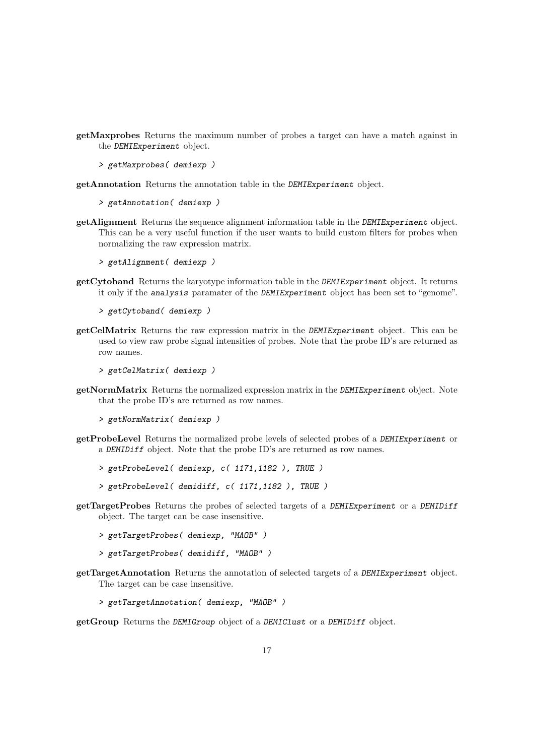**getMaxprobes** Returns the maximum number of probes a target can have a match against in the *DEMIExperiment* object.

```
> getMaxprobes( demiexp )
```

**getAnnotation** Returns the annotation table in the *DEMIExperiment* object.

```
> getAnnotation( demiexp )
```

**getAlignment** Returns the sequence alignment information table in the *DEMIExperiment* object. This can be a very useful function if the user wants to build custom filters for probes when normalizing the raw expression matrix.

```
> getAlignment( demiexp )
```

**getCytoband** Returns the karyotype information table in the *DEMIExperiment* object. It returns it only if the *analysis* paramater of the *DEMIExperiment* object has been set to "genome".

```
> getCytoband( demiexp )
```

**getCelMatrix** Returns the raw expression matrix in the *DEMIExperiment* object. This can be used to view raw probe signal intensities of probes. Note that the probe ID's are returned as row names.

```
> getCelMatrix( demiexp )
```

**getNormMatrix** Returns the normalized expression matrix in the *DEMIExperiment* object. Note that the probe ID's are returned as row names.

```
> getNormMatrix( demiexp )
```

**getProbeLevel** Returns the normalized probe levels of selected probes of a *DEMIExperiment* or a *DEMIDiff* object. Note that the probe ID's are returned as row names.

```
> getProbeLevel( demiexp, c( 1171,1182 ), TRUE )
```

```
> getProbeLevel( demidiff, c( 1171,1182 ), TRUE )
```

**getTargetProbes** Returns the probes of selected targets of a *DEMIExperiment* or a *DEMIDiff* object. The target can be case insensitive.

```
> getTargetProbes( demiexp, "MAOB" )
```

```
> getTargetProbes( demidiff, "MAOB" )
```

**getTargetAnnotation** Returns the annotation of selected targets of a *DEMIExperiment* object. The target can be case insensitive.

```
> getTargetAnnotation( demiexp, "MAOB" )
```

**getGroup** Returns the *DEMIGroup* object of a *DEMIClust* or a *DEMIDiff* object.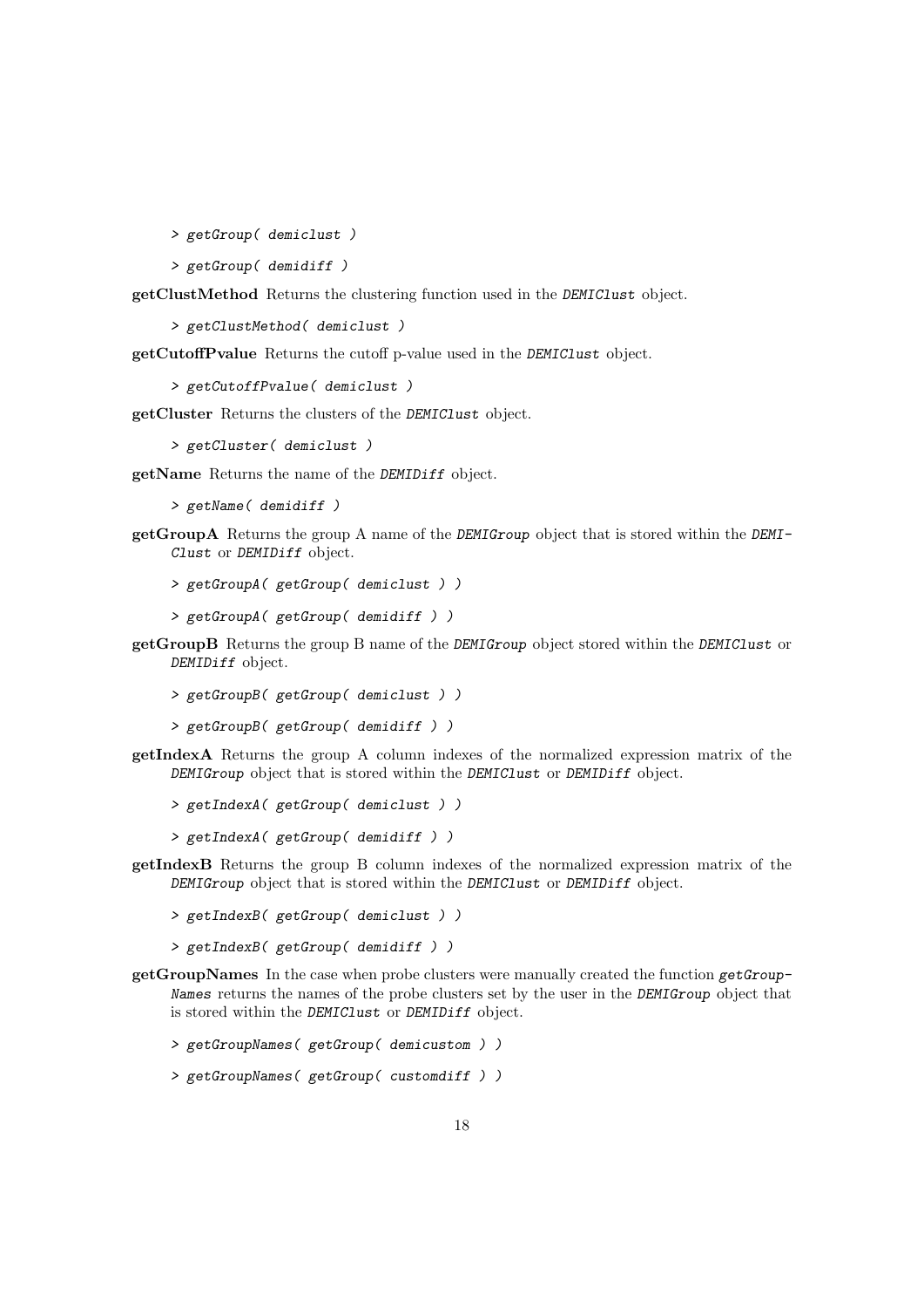```
> getGroup( demiclust )
```

```
> getGroup( demidiff )
```

**getClustMethod** Returns the clustering function used in the *DEMIClust* object.

```
> getClustMethod( demiclust )
```

**getCutoffPvalue** Returns the cutoff p-value used in the *DEMIClust* object.

```
> getCutoffPvalue( demiclust )
```

**getCluster** Returns the clusters of the *DEMIClust* object.

```
> getCluster( demiclust )
```

**getName** Returns the name of the *DEMIDiff* object.

```
> getName( demidiff )
```

**getGroupA** Returns the group A name of the *DEMIGroup* object that is stored within the *DEMIClust* or *DEMIDiff* object.

```
> getGroupA( getGroup( demiclust ) )
```

```
> getGroupA( getGroup( demidiff ) )
```

**getGroupB** Returns the group B name of the *DEMIGroup* object stored within the *DEMIClust* or *DEMIDiff* object.

```
> getGroupB( getGroup( demiclust ) )
```

```
> getGroupB( getGroup( demidiff ) )
```

**getIndexA** Returns the group A column indexes of the normalized expression matrix of the *DEMIGroup* object that is stored within the *DEMIClust* or *DEMIDiff* object.

```
> getIndexA( getGroup( demiclust ) )
```

```
> getIndexA( getGroup( demidiff ) )
```

**getIndexB** Returns the group B column indexes of the normalized expression matrix of the *DEMIGroup* object that is stored within the *DEMIClust* or *DEMIDiff* object.

```
> getIndexB( getGroup( demiclust ) )
```

```
> getIndexB( getGroup( demidiff ) )
```

**getGroupNames** In the case when probe clusters were manually created the function *getGroupNames* returns the names of the probe clusters set by the user in the *DEMIGroup* object that is stored within the *DEMIClust* or *DEMIDiff* object.

```
> getGroupNames( getGroup( demicustom ) )
```

```
> getGroupNames( getGroup( customdiff ) )
```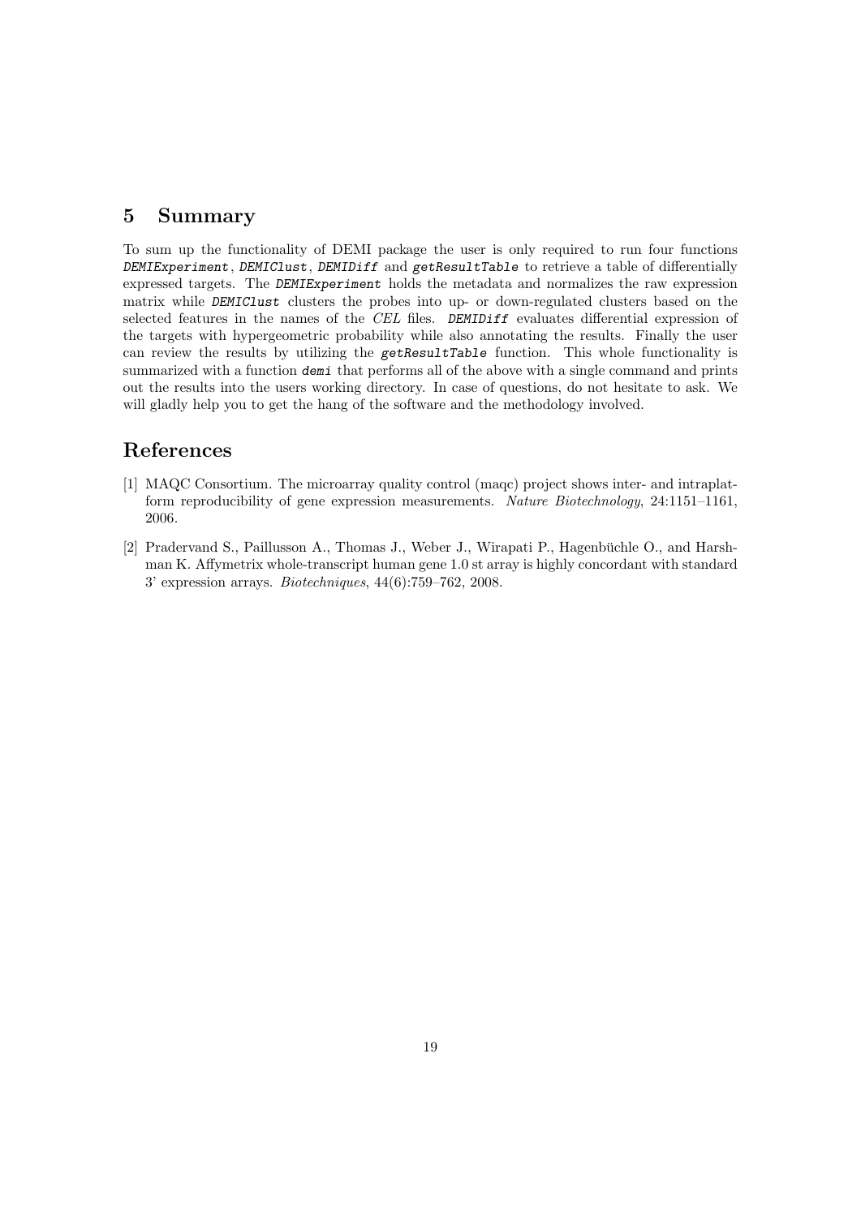## 5 Summary

To sum up the functionality of DEMI package the user is only required to run four functions `DEMIExperiment`, `DEMIClust`, `DEMIDiff` and `getResultTable` to retrieve a table of differentially expressed targets. The `DEMIExperiment` holds the metadata and normalizes the raw expression matrix while `DEMIClust` clusters the probes into up- or down-regulated clusters based on the selected features in the names of the *CEL* files. `DEMIDiff` evaluates differential expression of the targets with hypergeometric probability while also annotating the results. Finally the user can review the results by utilizing the `getResultTable` function. This whole functionality is summarized with a function `demi` that performs all of the above with a single command and prints out the results into the users working directory. In case of questions, do not hesitate to ask. We will gladly help you to get the hang of the software and the methodology involved.

## References

[1] MAQC Consortium. The microarray quality control (maqc) project shows inter- and intraplatform reproducibility of gene expression measurements. *Nature Biotechnology*, 24:1151–1161, 2006.

[2] Pradervand S., Paillusson A., Thomas J., Weber J., Wirapati P., Hagenbüchle O., and Harshman K. Affymetrix whole-transcript human gene 1.0 st array is highly concordant with standard 3' expression arrays. *Biotechniques*, 44(6):759–762, 2008.